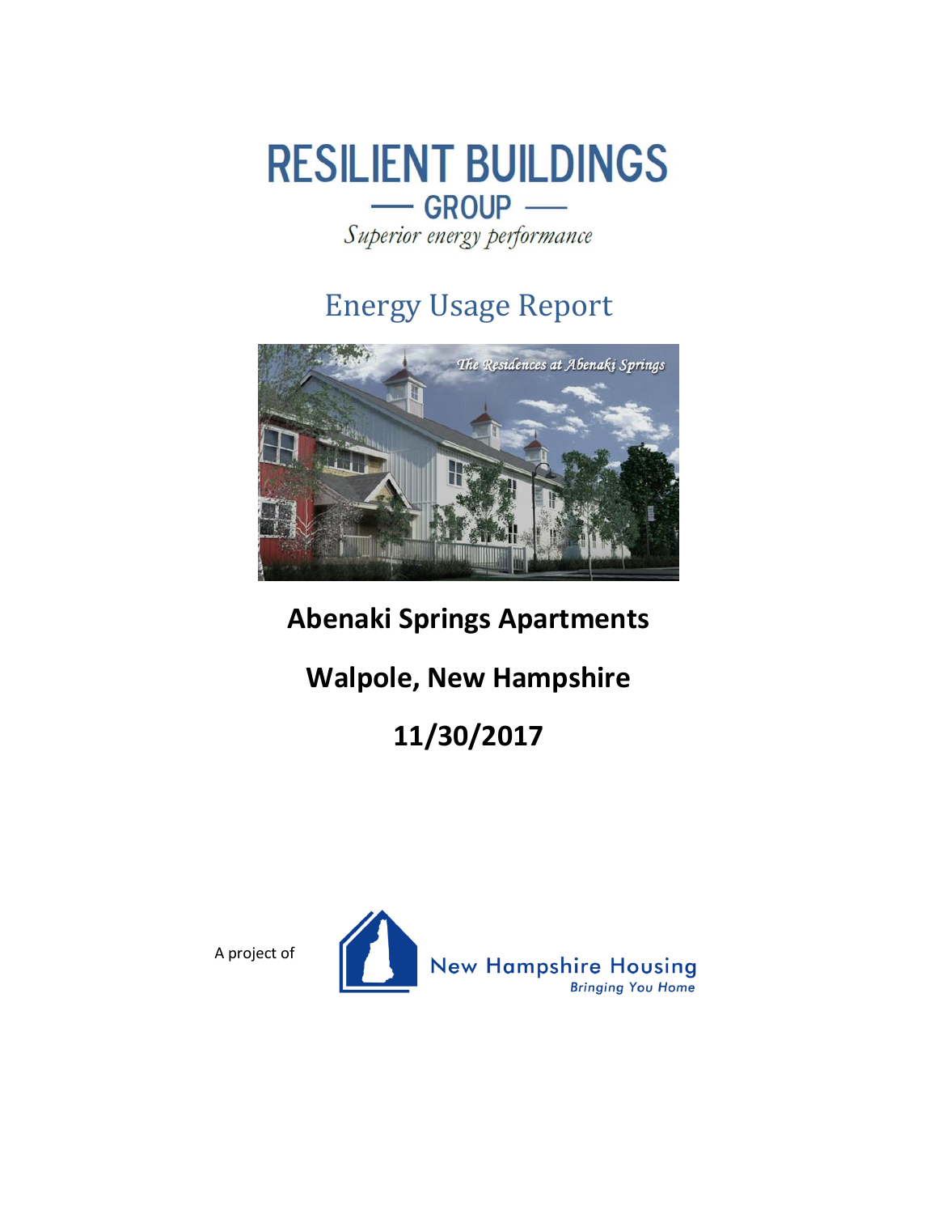# RESILIENT BUILDINGS

## — GROUP —

*Superior energy performance*

# Energy Usage Report

**Abenaki Springs Apartments**

**Walpole, New Hampshire**

**11/30/2017**

A project of

New Hampshire Housing

*Bringing You Home*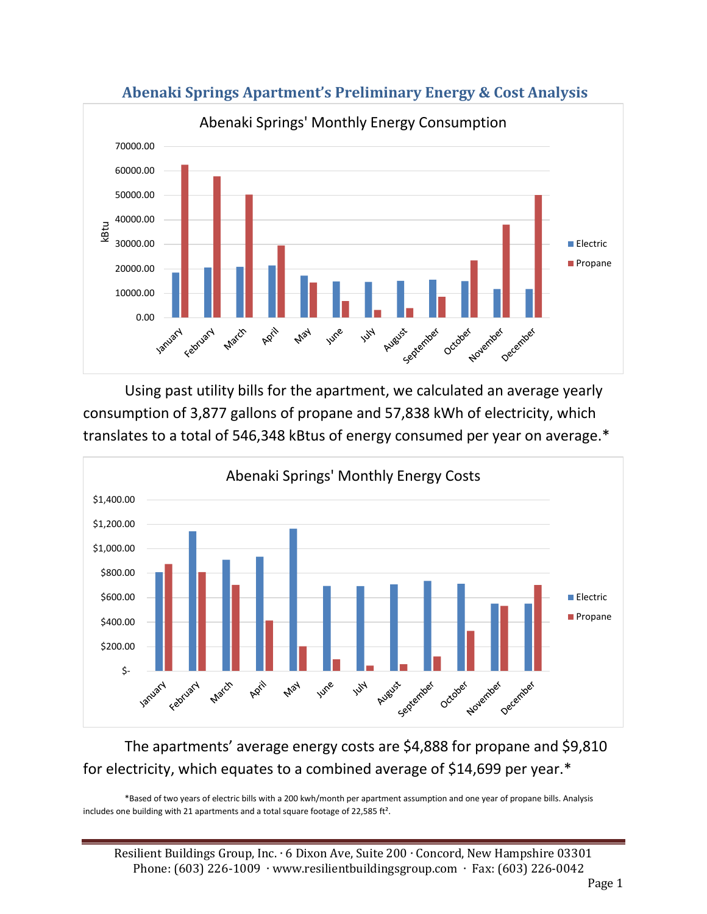# Abenaki Springs Apartment's Preliminary Energy & Cost Analysis

Using past utility bills for the apartment, we calculated an average yearly consumption of 3,877 gallons of propane and 57,838 kWh of electricity, which translates to a total of 546,348 kBtus of energy consumed per year on average.*

The apartments' average energy costs are $4,888 for propane and $9,810 for electricity, which equates to a combined average of $14,699 per year.*

*Based of two years of electric bills with a 200 kwh/month per apartment assumption and one year of propane bills. Analysis includes one building with 21 apartments and a total square footage of 22,585 ft².

Resilient Buildings Group, Inc. · 6 Dixon Ave, Suite 200 · Concord, New Hampshire 03301
Phone: (603) 226-1009 · www.resilientbuildingsgroup.com · Fax: (603) 226-0042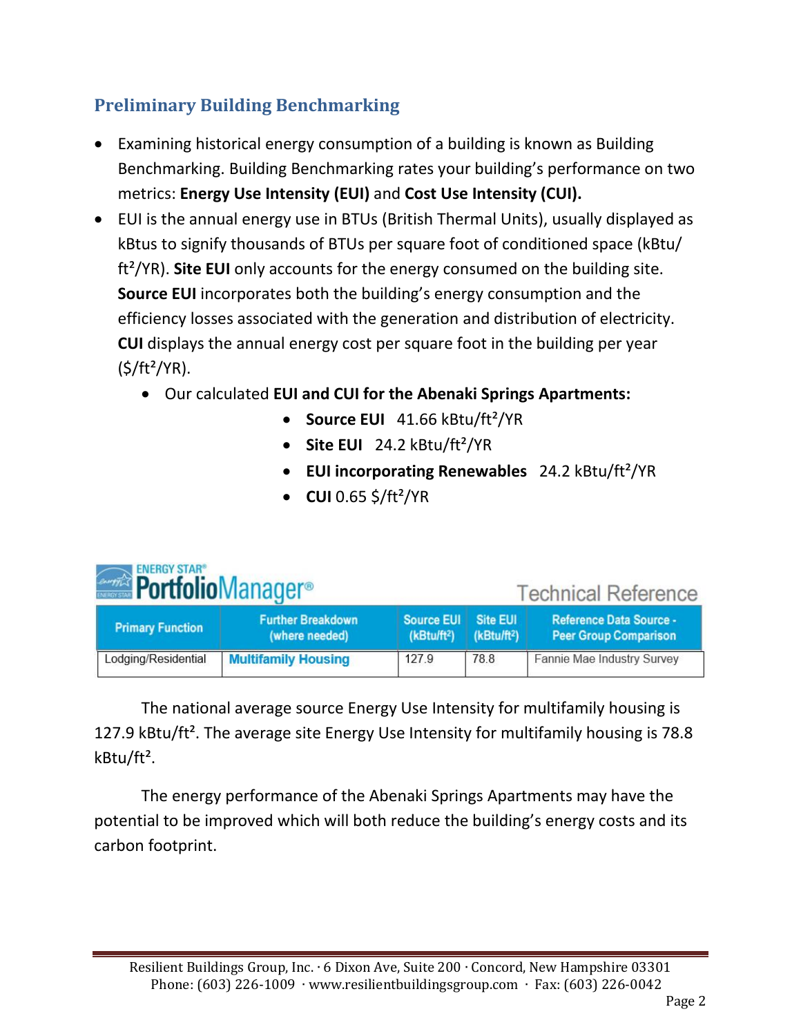## Preliminary Building Benchmarking

- Examining historical energy consumption of a building is known as Building Benchmarking. Building Benchmarking rates your building's performance on two metrics: **Energy Use Intensity (EUI)** and **Cost Use Intensity (CUI).**
- EUI is the annual energy use in BTUs (British Thermal Units), usually displayed as kBtus to signify thousands of BTUs per square foot of conditioned space (kBtu/ $ft^2$/YR). **Site EUI** only accounts for the energy consumed on the building site. **Source EUI** incorporates both the building's energy consumption and the efficiency losses associated with the generation and distribution of electricity. **CUI** displays the annual energy cost per square foot in the building per year ($/$ft^2$/YR).
  - Our calculated **EUI and CUI for the Abenaki Springs Apartments:**
    - **Source EUI** 41.66 kBtu/$ft^2$/YR
    - **Site EUI** 24.2 kBtu/$ft^2$/YR
    - **EUI incorporating Renewables** 24.2 kBtu/$ft^2$/YR
    - **CUI** 0.65 $/$ft^2$/YR

ENERGY STAR® PortfolioManager® — Technical Reference

| Primary Function | Further Breakdown (where needed) | Source EUI (kBtu/$ft^2$) | Site EUI (kBtu/$ft^2$) | Reference Data Source - Peer Group Comparison |
|---|---|---|---|---|
| Lodging/Residential | Multifamily Housing | 127.9 | 78.8 | Fannie Mae Industry Survey |

The national average source Energy Use Intensity for multifamily housing is 127.9 kBtu/$ft^2$. The average site Energy Use Intensity for multifamily housing is 78.8 kBtu/$ft^2$.

The energy performance of the Abenaki Springs Apartments may have the potential to be improved which will both reduce the building's energy costs and its carbon footprint.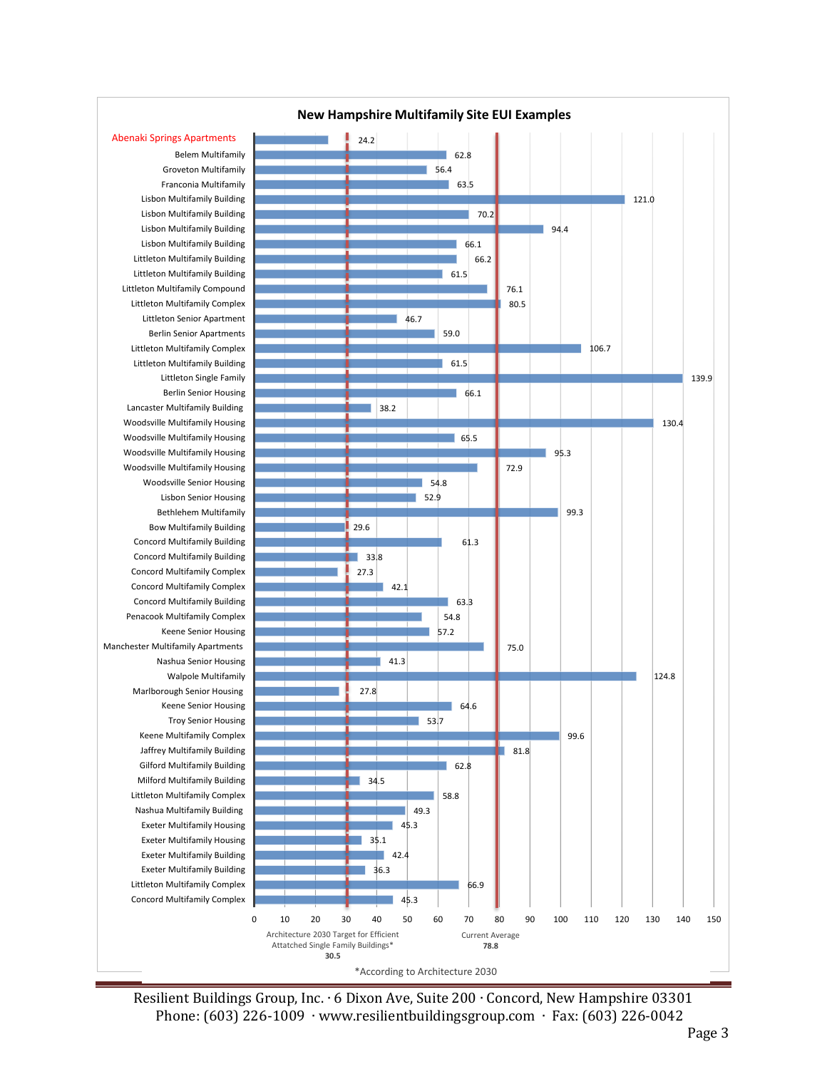## New Hampshire Multifamily Site EUI Examples

Abenaki Springs Apartments 24.2
Belem Multifamily 62.8
Groveton Multifamily 56.4
Franconia Multifamily 63.5
Lisbon Multifamily Building 121.0
Lisbon Multifamily Building 70.2
Lisbon Multifamily Building 94.4
Lisbon Multifamily Building 66.1
Littleton Multifamily Building 66.2
Littleton Multifamily Building 61.5
Littleton Multifamily Compound 76.1
Littleton Multifamily Complex 80.5
Littleton Senior Apartment 46.7
Berlin Senior Apartments 59.0
Littleton Multifamily Complex 106.7
Littleton Multifamily Building 61.5
Littleton Single Family 139.9
Berlin Senior Housing 66.1
Lancaster Multifamily Building 38.2
Woodsville Multifamily Housing 130.4
Woodsville Multifamily Housing 65.5
Woodsville Multifamily Housing 95.3
Woodsville Multifamily Housing 72.9
Woodsville Senior Housing 54.8
Lisbon Senior Housing 52.9
Bethlehem Multifamily 99.3
Bow Multifamily Building 29.6
Concord Multifamily Building 61.3
Concord Multifamily Building 33.8
Concord Multifamily Complex 27.3
Concord Multifamily Complex 42.1
Concord Multifamily Building 63.3
Penacook Multifamily Complex 54.8
Keene Senior Housing 57.2
Manchester Multifamily Apartments 75.0
Nashua Senior Housing 41.3
Walpole Multifamily 124.8
Marlborough Senior Housing 27.8
Keene Senior Housing 64.6
Troy Senior Housing 53.7
Keene Multifamily Complex 99.6
Jaffrey Multifamily Building 81.8
Gilford Multifamily Building 62.8
Milford Multifamily Building 34.5
Littleton Multifamily Complex 58.8
Nashua Multifamily Building 49.3
Exeter Multifamily Housing 45.3
Exeter Multifamily Housing 35.1
Exeter Multifamily Building 42.4
Exeter Multifamily Building 36.3
Littleton Multifamily Complex 66.9
Concord Multifamily Complex 45.3

0 10 20 30 40 50 60 70 80 90 100 110 120 130 140 150

Architecture 2030 Target for Efficient Attatched Single Family Buildings*
30.5

Current Average
78.8

*According to Architecture 2030

Resilient Buildings Group, Inc. · 6 Dixon Ave, Suite 200 · Concord, New Hampshire 03301
Phone: (603) 226-1009 · www.resilientbuildingsgroup.com · Fax: (603) 226-0042